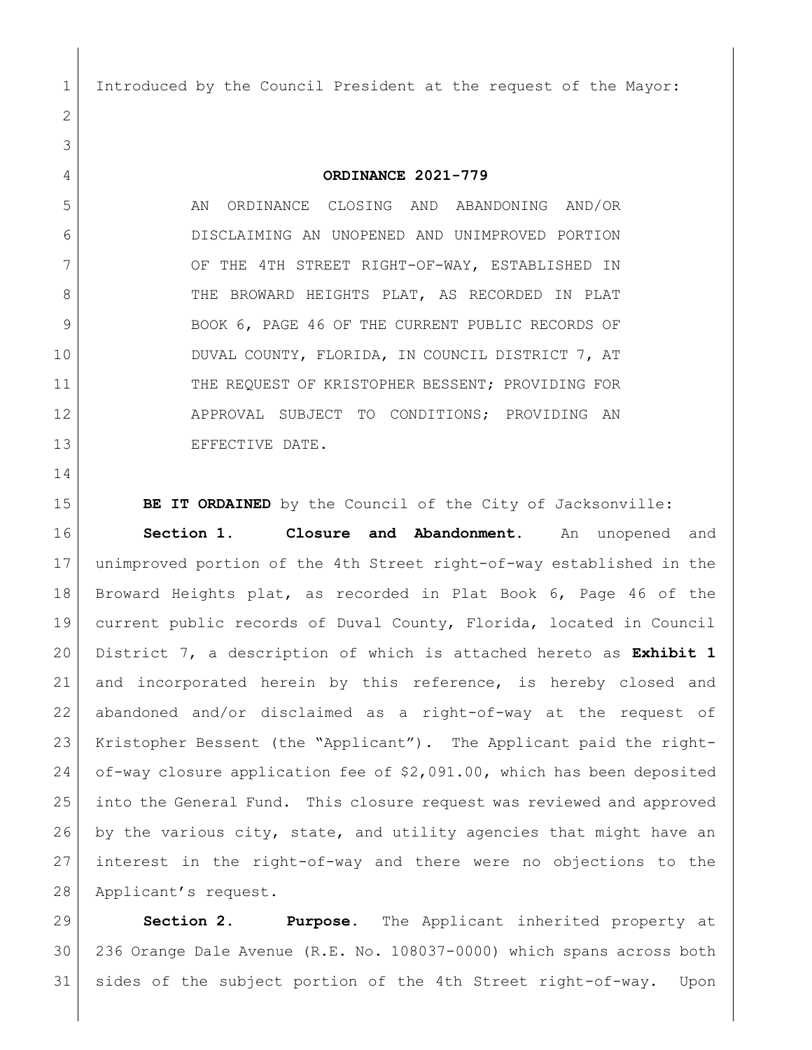Introduced by the Council President at the request of the Mayor:

**ORDINANCE 2021-779**

AN ORDINANCE CLOSING AND ABANDONING AND/OR DISCLAIMING AN UNOPENED AND UNIMPROVED PORTION OF THE 4TH STREET RIGHT-OF-WAY, ESTABLISHED IN THE BROWARD HEIGHTS PLAT, AS RECORDED IN PLAT BOOK 6, PAGE 46 OF THE CURRENT PUBLIC RECORDS OF DUVAL COUNTY, FLORIDA, IN COUNCIL DISTRICT 7, AT THE REQUEST OF KRISTOPHER BESSENT; PROVIDING FOR APPROVAL SUBJECT TO CONDITIONS; PROVIDING AN EFFECTIVE DATE.

**BE IT ORDAINED** by the Council of the City of Jacksonville:

**Section 1. Closure and Abandonment.** An unopened and unimproved portion of the 4th Street right-of-way established in the Broward Heights plat, as recorded in Plat Book 6, Page 46 of the current public records of Duval County, Florida, located in Council District 7, a description of which is attached hereto as **Exhibit 1** and incorporated herein by this reference, is hereby closed and abandoned and/or disclaimed as a right-of-way at the request of Kristopher Bessent (the "Applicant"). The Applicant paid the right-of-way closure application fee of $2,091.00, which has been deposited into the General Fund. This closure request was reviewed and approved by the various city, state, and utility agencies that might have an interest in the right-of-way and there were no objections to the Applicant's request.

**Section 2. Purpose.** The Applicant inherited property at 236 Orange Dale Avenue (R.E. No. 108037-0000) which spans across both sides of the subject portion of the 4th Street right-of-way. Upon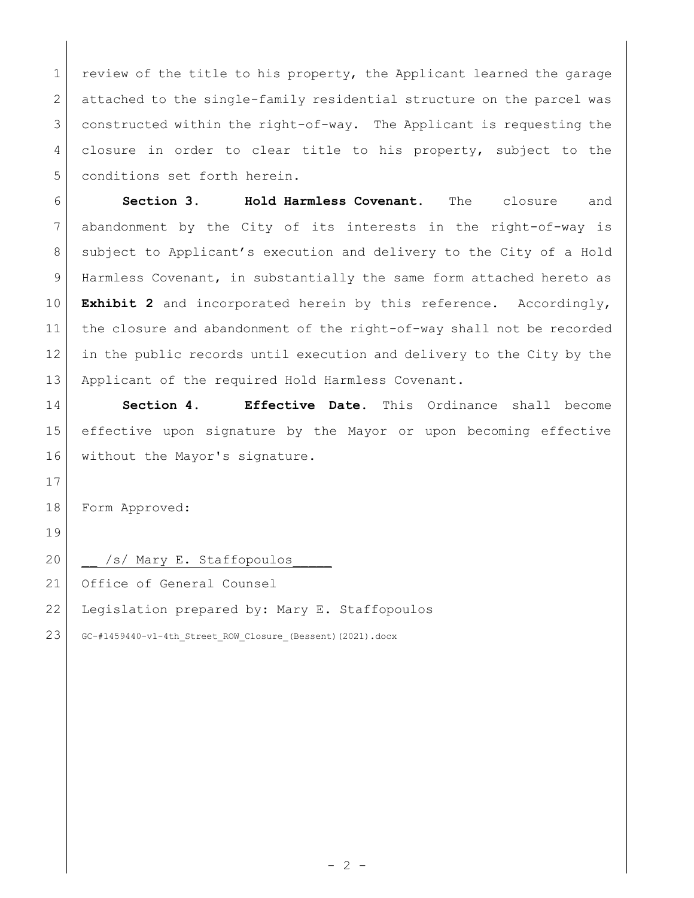review of the title to his property, the Applicant learned the garage attached to the single-family residential structure on the parcel was constructed within the right-of-way. The Applicant is requesting the closure in order to clear title to his property, subject to the conditions set forth herein.

**Section 3. Hold Harmless Covenant.** The closure and abandonment by the City of its interests in the right-of-way is subject to Applicant's execution and delivery to the City of a Hold Harmless Covenant, in substantially the same form attached hereto as **Exhibit 2** and incorporated herein by this reference. Accordingly, the closure and abandonment of the right-of-way shall not be recorded in the public records until execution and delivery to the City by the Applicant of the required Hold Harmless Covenant.

**Section 4. Effective Date.** This Ordinance shall become effective upon signature by the Mayor or upon becoming effective without the Mayor's signature.

Form Approved:

/s/ Mary E. Staffopoulos

Office of General Counsel

Legislation prepared by: Mary E. Staffopoulos

GC-#1459440-v1-4th_Street_ROW_Closure_(Bessent)(2021).docx